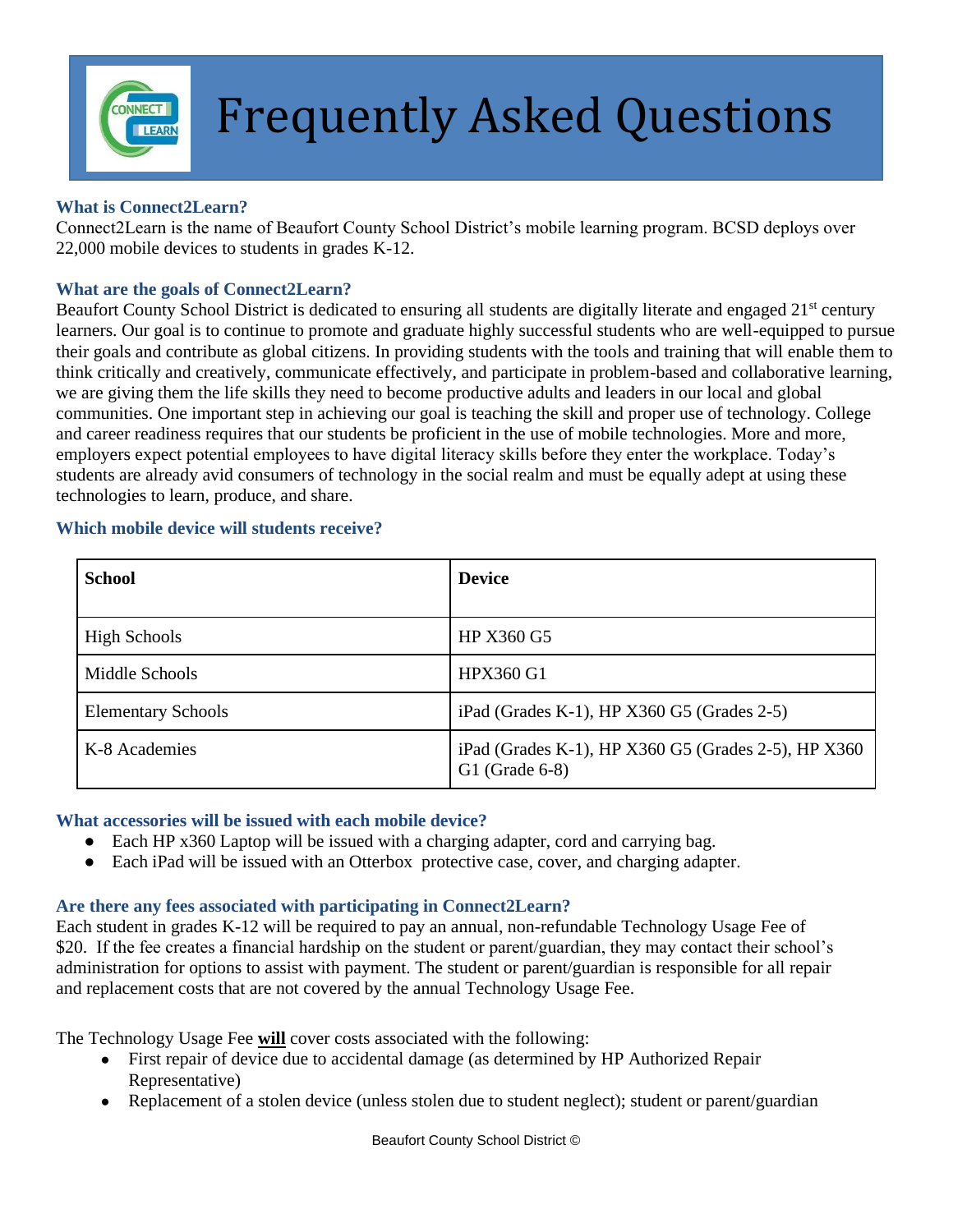# Frequently Asked Questions

### What is Connect2Learn?

Connect2Learn is the name of Beaufort County School District's mobile learning program. BCSD deploys over 22,000 mobile devices to students in grades K-12.

### What are the goals of Connect2Learn?

Beaufort County School District is dedicated to ensuring all students are digitally literate and engaged 21st century learners. Our goal is to continue to promote and graduate highly successful students who are well-equipped to pursue their goals and contribute as global citizens. In providing students with the tools and training that will enable them to think critically and creatively, communicate effectively, and participate in problem-based and collaborative learning, we are giving them the life skills they need to become productive adults and leaders in our local and global communities. One important step in achieving our goal is teaching the skill and proper use of technology. College and career readiness requires that our students be proficient in the use of mobile technologies. More and more, employers expect potential employees to have digital literacy skills before they enter the workplace. Today's students are already avid consumers of technology in the social realm and must be equally adept at using these technologies to learn, produce, and share.

### Which mobile device will students receive?

| School | Device |
|---|---|
| High Schools | HP X360 G5 |
| Middle Schools | HPX360 G1 |
| Elementary Schools | iPad (Grades K-1), HP X360 G5 (Grades 2-5) |
| K-8 Academies | iPad (Grades K-1), HP X360 G5 (Grades 2-5), HP X360 G1 (Grade 6-8) |

### What accessories will be issued with each mobile device?

- Each HP x360 Laptop will be issued with a charging adapter, cord and carrying bag.
- Each iPad will be issued with an Otterbox protective case, cover, and charging adapter.

### Are there any fees associated with participating in Connect2Learn?

Each student in grades K-12 will be required to pay an annual, non-refundable Technology Usage Fee of $20. If the fee creates a financial hardship on the student or parent/guardian, they may contact their school's administration for options to assist with payment. The student or parent/guardian is responsible for all repair and replacement costs that are not covered by the annual Technology Usage Fee.

The Technology Usage Fee **will** cover costs associated with the following:

- First repair of device due to accidental damage (as determined by HP Authorized Repair Representative)
- Replacement of a stolen device (unless stolen due to student neglect); student or parent/guardian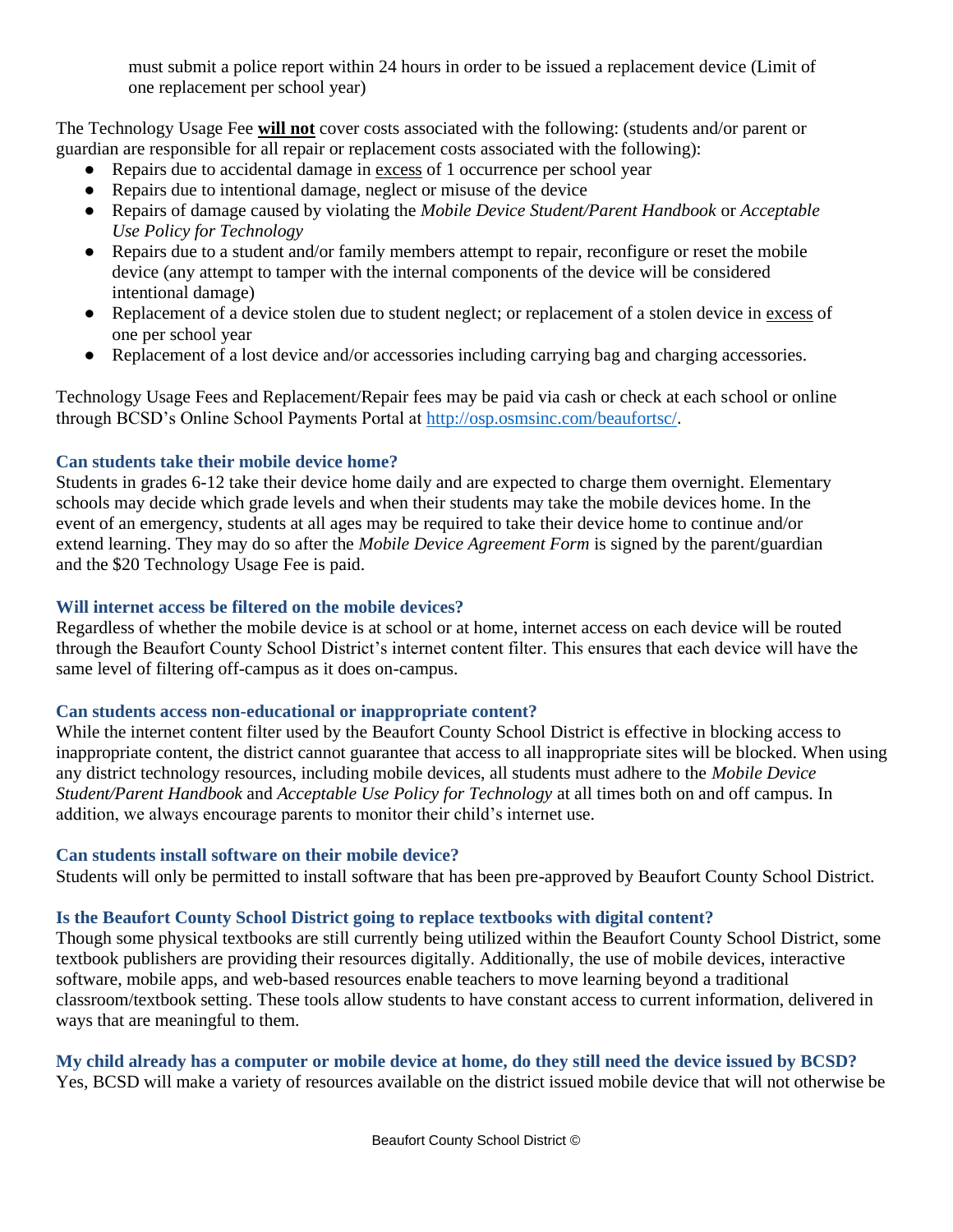must submit a police report within 24 hours in order to be issued a replacement device (Limit of one replacement per school year)

The Technology Usage Fee **will not** cover costs associated with the following: (students and/or parent or guardian are responsible for all repair or replacement costs associated with the following):

- Repairs due to accidental damage in excess of 1 occurrence per school year
- Repairs due to intentional damage, neglect or misuse of the device
- Repairs of damage caused by violating the *Mobile Device Student/Parent Handbook* or *Acceptable Use Policy for Technology*
- Repairs due to a student and/or family members attempt to repair, reconfigure or reset the mobile device (any attempt to tamper with the internal components of the device will be considered intentional damage)
- Replacement of a device stolen due to student neglect; or replacement of a stolen device in excess of one per school year
- Replacement of a lost device and/or accessories including carrying bag and charging accessories.

Technology Usage Fees and Replacement/Repair fees may be paid via cash or check at each school or online through BCSD's Online School Payments Portal at [http://osp.osmsinc.com/beaufortsc/](http://osp.osmsinc.com/beaufortsc/).

### Can students take their mobile device home?

Students in grades 6-12 take their device home daily and are expected to charge them overnight. Elementary schools may decide which grade levels and when their students may take the mobile devices home. In the event of an emergency, students at all ages may be required to take their device home to continue and/or extend learning. They may do so after the *Mobile Device Agreement Form* is signed by the parent/guardian and the $20 Technology Usage Fee is paid.

### Will internet access be filtered on the mobile devices?

Regardless of whether the mobile device is at school or at home, internet access on each device will be routed through the Beaufort County School District's internet content filter. This ensures that each device will have the same level of filtering off-campus as it does on-campus.

### Can students access non-educational or inappropriate content?

While the internet content filter used by the Beaufort County School District is effective in blocking access to inappropriate content, the district cannot guarantee that access to all inappropriate sites will be blocked. When using any district technology resources, including mobile devices, all students must adhere to the *Mobile Device Student/Parent Handbook* and *Acceptable Use Policy for Technology* at all times both on and off campus. In addition, we always encourage parents to monitor their child's internet use.

### Can students install software on their mobile device?

Students will only be permitted to install software that has been pre-approved by Beaufort County School District.

### Is the Beaufort County School District going to replace textbooks with digital content?

Though some physical textbooks are still currently being utilized within the Beaufort County School District, some textbook publishers are providing their resources digitally. Additionally, the use of mobile devices, interactive software, mobile apps, and web-based resources enable teachers to move learning beyond a traditional classroom/textbook setting. These tools allow students to have constant access to current information, delivered in ways that are meaningful to them.

### My child already has a computer or mobile device at home, do they still need the device issued by BCSD?

Yes, BCSD will make a variety of resources available on the district issued mobile device that will not otherwise be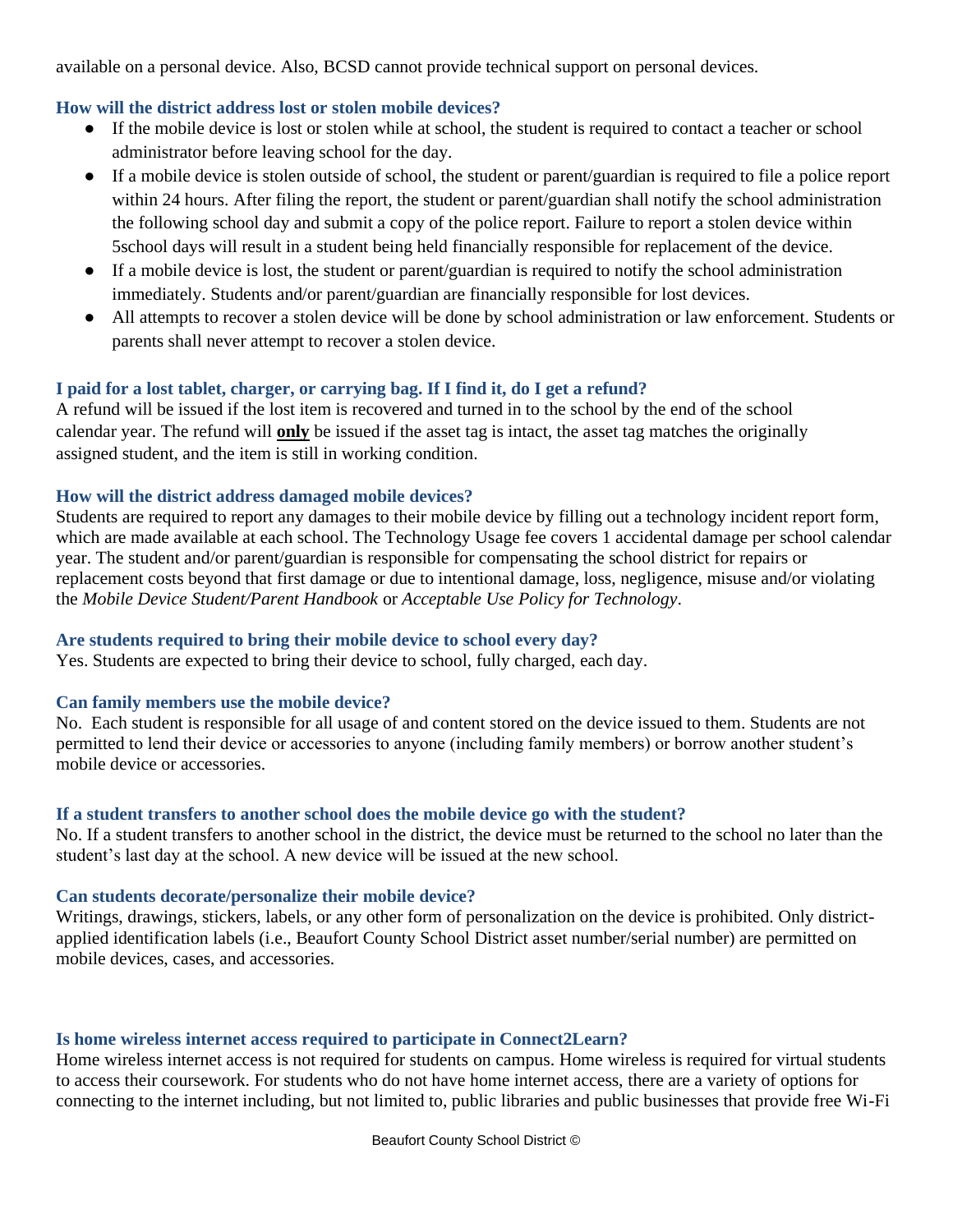available on a personal device. Also, BCSD cannot provide technical support on personal devices.

### How will the district address lost or stolen mobile devices?

- If the mobile device is lost or stolen while at school, the student is required to contact a teacher or school administrator before leaving school for the day.
- If a mobile device is stolen outside of school, the student or parent/guardian is required to file a police report within 24 hours. After filing the report, the student or parent/guardian shall notify the school administration the following school day and submit a copy of the police report. Failure to report a stolen device within 5school days will result in a student being held financially responsible for replacement of the device.
- If a mobile device is lost, the student or parent/guardian is required to notify the school administration immediately. Students and/or parent/guardian are financially responsible for lost devices.
- All attempts to recover a stolen device will be done by school administration or law enforcement. Students or parents shall never attempt to recover a stolen device.

### I paid for a lost tablet, charger, or carrying bag. If I find it, do I get a refund?

A refund will be issued if the lost item is recovered and turned in to the school by the end of the school calendar year. The refund will **only** be issued if the asset tag is intact, the asset tag matches the originally assigned student, and the item is still in working condition.

### How will the district address damaged mobile devices?

Students are required to report any damages to their mobile device by filling out a technology incident report form, which are made available at each school. The Technology Usage fee covers 1 accidental damage per school calendar year. The student and/or parent/guardian is responsible for compensating the school district for repairs or replacement costs beyond that first damage or due to intentional damage, loss, negligence, misuse and/or violating the *Mobile Device Student/Parent Handbook* or *Acceptable Use Policy for Technology*.

### Are students required to bring their mobile device to school every day?

Yes. Students are expected to bring their device to school, fully charged, each day.

### Can family members use the mobile device?

No. Each student is responsible for all usage of and content stored on the device issued to them. Students are not permitted to lend their device or accessories to anyone (including family members) or borrow another student's mobile device or accessories.

### If a student transfers to another school does the mobile device go with the student?

No. If a student transfers to another school in the district, the device must be returned to the school no later than the student's last day at the school. A new device will be issued at the new school.

### Can students decorate/personalize their mobile device?

Writings, drawings, stickers, labels, or any other form of personalization on the device is prohibited. Only district-applied identification labels (i.e., Beaufort County School District asset number/serial number) are permitted on mobile devices, cases, and accessories.

### Is home wireless internet access required to participate in Connect2Learn?

Home wireless internet access is not required for students on campus. Home wireless is required for virtual students to access their coursework. For students who do not have home internet access, there are a variety of options for connecting to the internet including, but not limited to, public libraries and public businesses that provide free Wi-Fi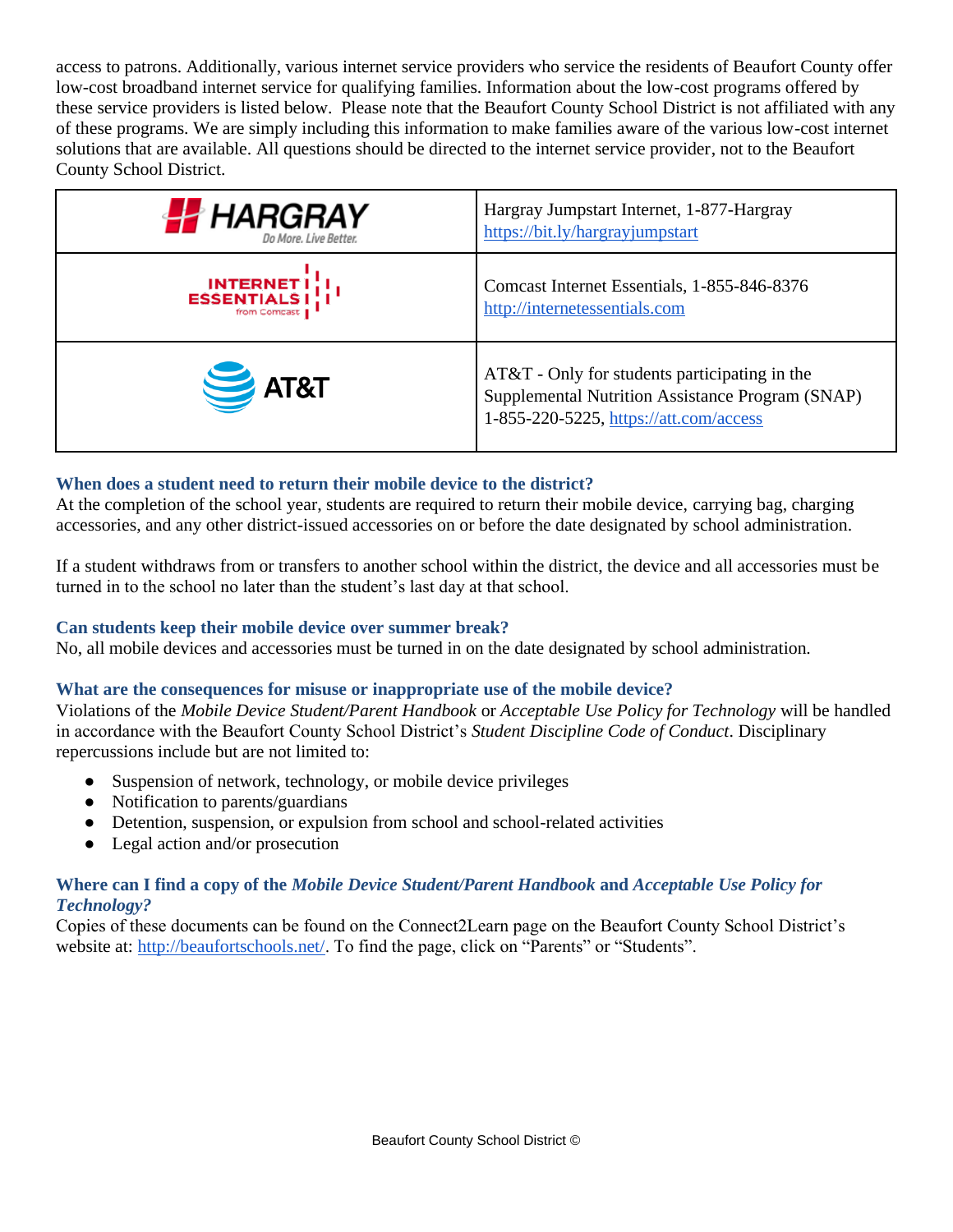access to patrons. Additionally, various internet service providers who service the residents of Beaufort County offer low-cost broadband internet service for qualifying families. Information about the low-cost programs offered by these service providers is listed below. Please note that the Beaufort County School District is not affiliated with any of these programs. We are simply including this information to make families aware of the various low-cost internet solutions that are available. All questions should be directed to the internet service provider, not to the Beaufort County School District.

| | |
|---|---|
| HARGRAY Do More. Live Better. | Hargray Jumpstart Internet, 1-877-Hargray https://bit.ly/hargrayjumpstart |
| INTERNET ESSENTIALS from Comcast | Comcast Internet Essentials, 1-855-846-8376 http://internetessentials.com |
| AT&T | AT&T - Only for students participating in the Supplemental Nutrition Assistance Program (SNAP) 1-855-220-5225, https://att.com/access |

### When does a student need to return their mobile device to the district?

At the completion of the school year, students are required to return their mobile device, carrying bag, charging accessories, and any other district-issued accessories on or before the date designated by school administration.

If a student withdraws from or transfers to another school within the district, the device and all accessories must be turned in to the school no later than the student's last day at that school.

### Can students keep their mobile device over summer break?

No, all mobile devices and accessories must be turned in on the date designated by school administration.

### What are the consequences for misuse or inappropriate use of the mobile device?

Violations of the *Mobile Device Student/Parent Handbook* or *Acceptable Use Policy for Technology* will be handled in accordance with the Beaufort County School District's *Student Discipline Code of Conduct*. Disciplinary repercussions include but are not limited to:

- Suspension of network, technology, or mobile device privileges
- Notification to parents/guardians
- Detention, suspension, or expulsion from school and school-related activities
- Legal action and/or prosecution

### Where can I find a copy of the *Mobile Device Student/Parent Handbook* and *Acceptable Use Policy for Technology?*

Copies of these documents can be found on the Connect2Learn page on the Beaufort County School District's website at: http://beaufortschools.net/. To find the page, click on "Parents" or "Students".